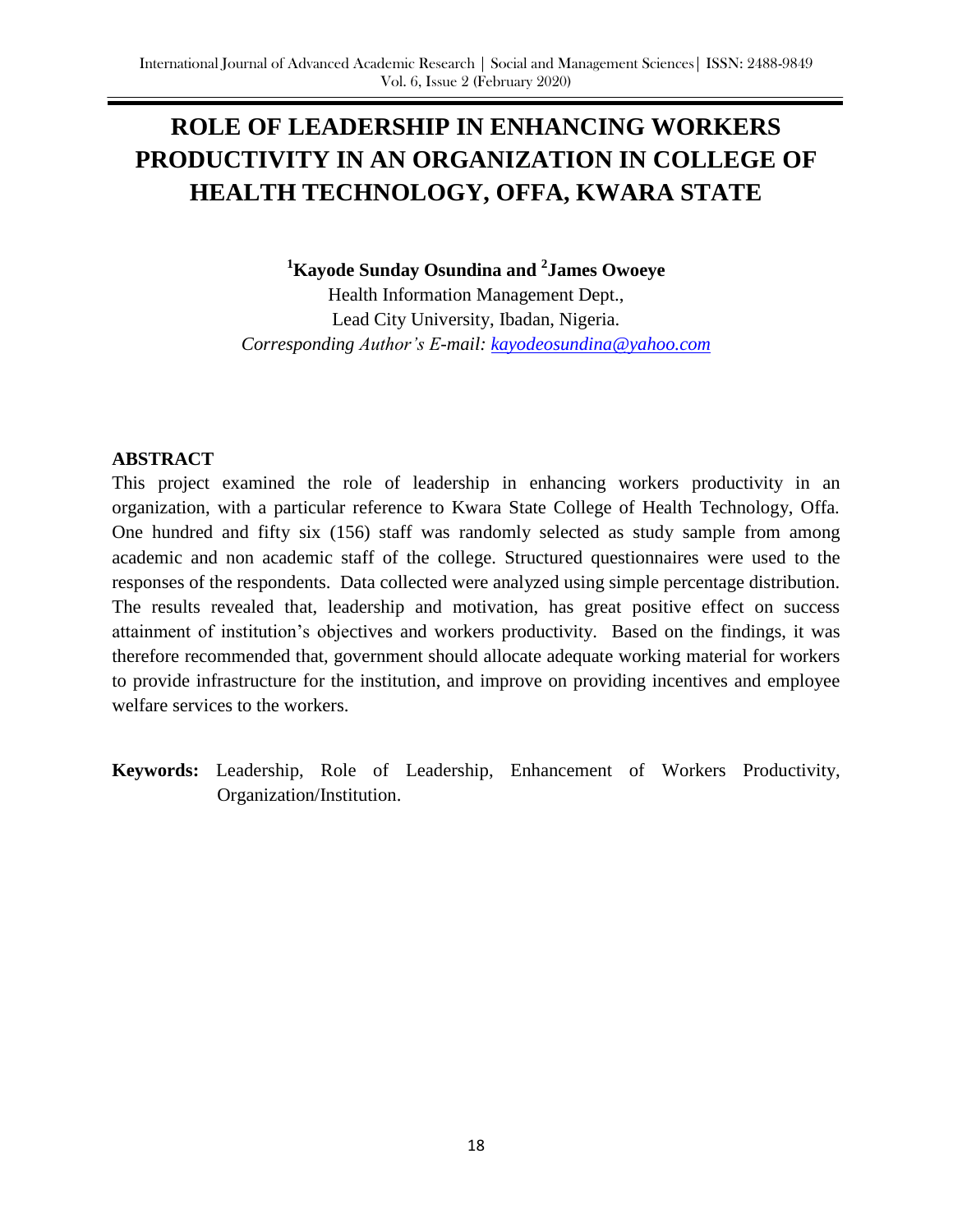# ROLE OF LEADERSHIP IN ENHANCING WORKERS PRODUCTIVITY IN AN ORGANIZATION IN COLLEGE OF HEALTH TECHNOLOGY, OFFA, KWARA STATE

**[1]Kayode Sunday Osundina and [2]James Owoeye**

Health Information Management Dept.,
Lead City University, Ibadan, Nigeria.
*Corresponding Author's E-mail: kayodeosundina@yahoo.com*

## ABSTRACT

This project examined the role of leadership in enhancing workers productivity in an organization, with a particular reference to Kwara State College of Health Technology, Offa. One hundred and fifty six (156) staff was randomly selected as study sample from among academic and non academic staff of the college. Structured questionnaires were used to the responses of the respondents. Data collected were analyzed using simple percentage distribution. The results revealed that, leadership and motivation, has great positive effect on success attainment of institution's objectives and workers productivity. Based on the findings, it was therefore recommended that, government should allocate adequate working material for workers to provide infrastructure for the institution, and improve on providing incentives and employee welfare services to the workers.

**Keywords:** Leadership, Role of Leadership, Enhancement of Workers Productivity, Organization/Institution.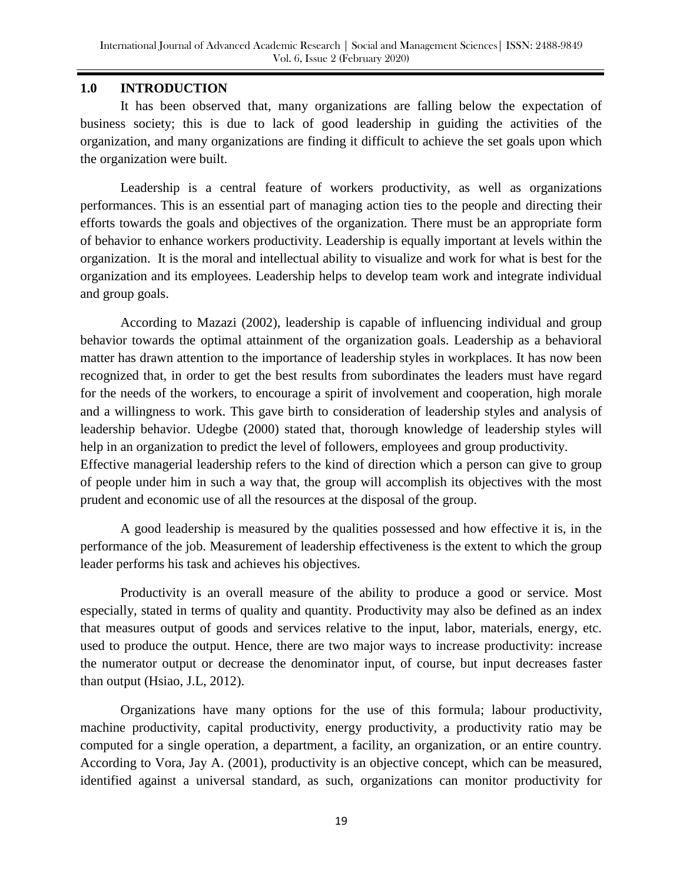## 1.0 INTRODUCTION

It has been observed that, many organizations are falling below the expectation of business society; this is due to lack of good leadership in guiding the activities of the organization, and many organizations are finding it difficult to achieve the set goals upon which the organization were built.

Leadership is a central feature of workers productivity, as well as organizations performances. This is an essential part of managing action ties to the people and directing their efforts towards the goals and objectives of the organization. There must be an appropriate form of behavior to enhance workers productivity. Leadership is equally important at levels within the organization. It is the moral and intellectual ability to visualize and work for what is best for the organization and its employees. Leadership helps to develop team work and integrate individual and group goals.

According to Mazazi (2002), leadership is capable of influencing individual and group behavior towards the optimal attainment of the organization goals. Leadership as a behavioral matter has drawn attention to the importance of leadership styles in workplaces. It has now been recognized that, in order to get the best results from subordinates the leaders must have regard for the needs of the workers, to encourage a spirit of involvement and cooperation, high morale and a willingness to work. This gave birth to consideration of leadership styles and analysis of leadership behavior. Udegbe (2000) stated that, thorough knowledge of leadership styles will help in an organization to predict the level of followers, employees and group productivity.
Effective managerial leadership refers to the kind of direction which a person can give to group of people under him in such a way that, the group will accomplish its objectives with the most prudent and economic use of all the resources at the disposal of the group.

A good leadership is measured by the qualities possessed and how effective it is, in the performance of the job. Measurement of leadership effectiveness is the extent to which the group leader performs his task and achieves his objectives.

Productivity is an overall measure of the ability to produce a good or service. Most especially, stated in terms of quality and quantity. Productivity may also be defined as an index that measures output of goods and services relative to the input, labor, materials, energy, etc. used to produce the output. Hence, there are two major ways to increase productivity: increase the numerator output or decrease the denominator input, of course, but input decreases faster than output (Hsiao, J.L, 2012).

Organizations have many options for the use of this formula; labour productivity, machine productivity, capital productivity, energy productivity, a productivity ratio may be computed for a single operation, a department, a facility, an organization, or an entire country. According to Vora, Jay A. (2001), productivity is an objective concept, which can be measured, identified against a universal standard, as such, organizations can monitor productivity for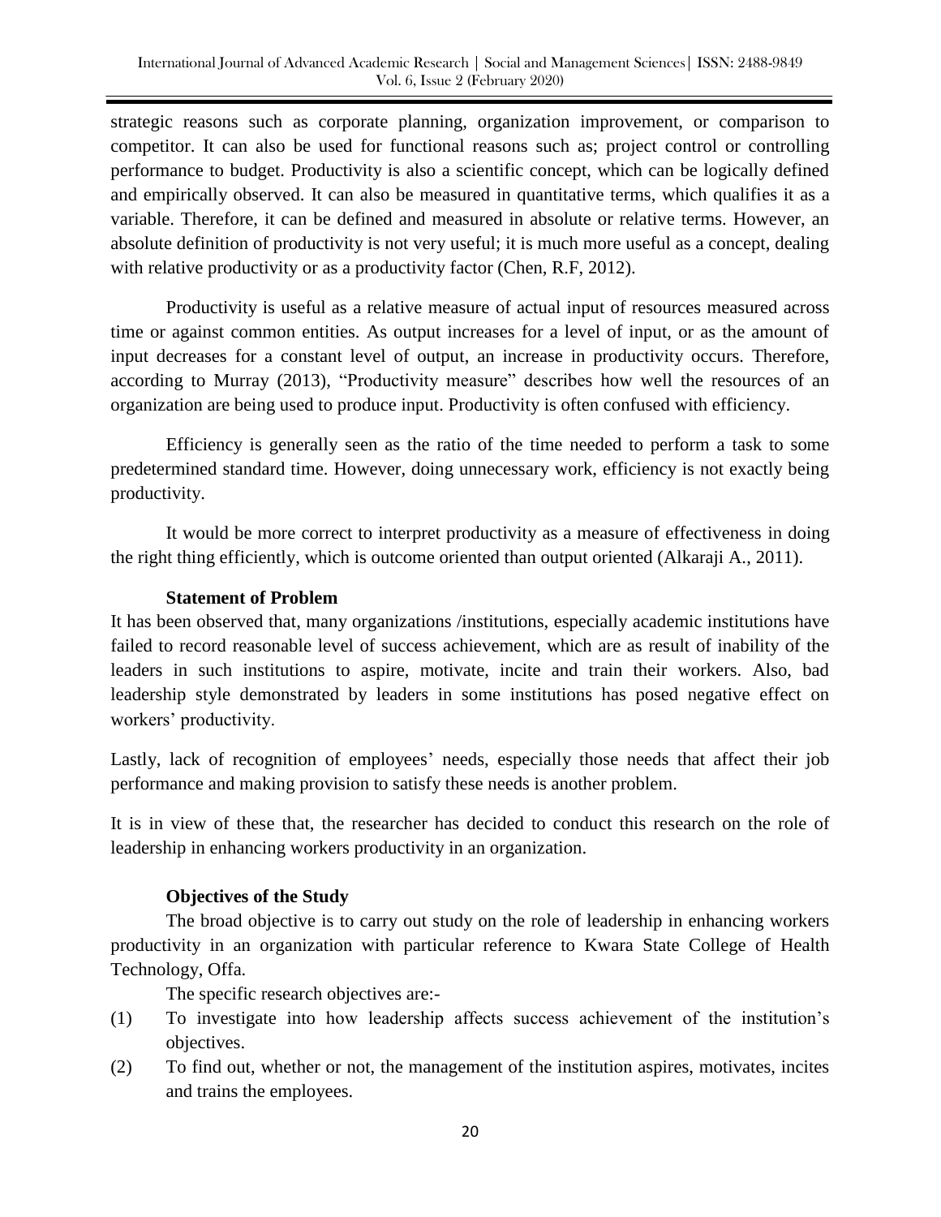strategic reasons such as corporate planning, organization improvement, or comparison to competitor. It can also be used for functional reasons such as; project control or controlling performance to budget. Productivity is also a scientific concept, which can be logically defined and empirically observed. It can also be measured in quantitative terms, which qualifies it as a variable. Therefore, it can be defined and measured in absolute or relative terms. However, an absolute definition of productivity is not very useful; it is much more useful as a concept, dealing with relative productivity or as a productivity factor (Chen, R.F, 2012).

Productivity is useful as a relative measure of actual input of resources measured across time or against common entities. As output increases for a level of input, or as the amount of input decreases for a constant level of output, an increase in productivity occurs. Therefore, according to Murray (2013), "Productivity measure" describes how well the resources of an organization are being used to produce input. Productivity is often confused with efficiency.

Efficiency is generally seen as the ratio of the time needed to perform a task to some predetermined standard time. However, doing unnecessary work, efficiency is not exactly being productivity.

It would be more correct to interpret productivity as a measure of effectiveness in doing the right thing efficiently, which is outcome oriented than output oriented (Alkaraji A., 2011).

### Statement of Problem

It has been observed that, many organizations /institutions, especially academic institutions have failed to record reasonable level of success achievement, which are as result of inability of the leaders in such institutions to aspire, motivate, incite and train their workers. Also, bad leadership style demonstrated by leaders in some institutions has posed negative effect on workers' productivity.

Lastly, lack of recognition of employees' needs, especially those needs that affect their job performance and making provision to satisfy these needs is another problem.

It is in view of these that, the researcher has decided to conduct this research on the role of leadership in enhancing workers productivity in an organization.

### Objectives of the Study

The broad objective is to carry out study on the role of leadership in enhancing workers productivity in an organization with particular reference to Kwara State College of Health Technology, Offa.

The specific research objectives are:-

(1) To investigate into how leadership affects success achievement of the institution's objectives.

(2) To find out, whether or not, the management of the institution aspires, motivates, incites and trains the employees.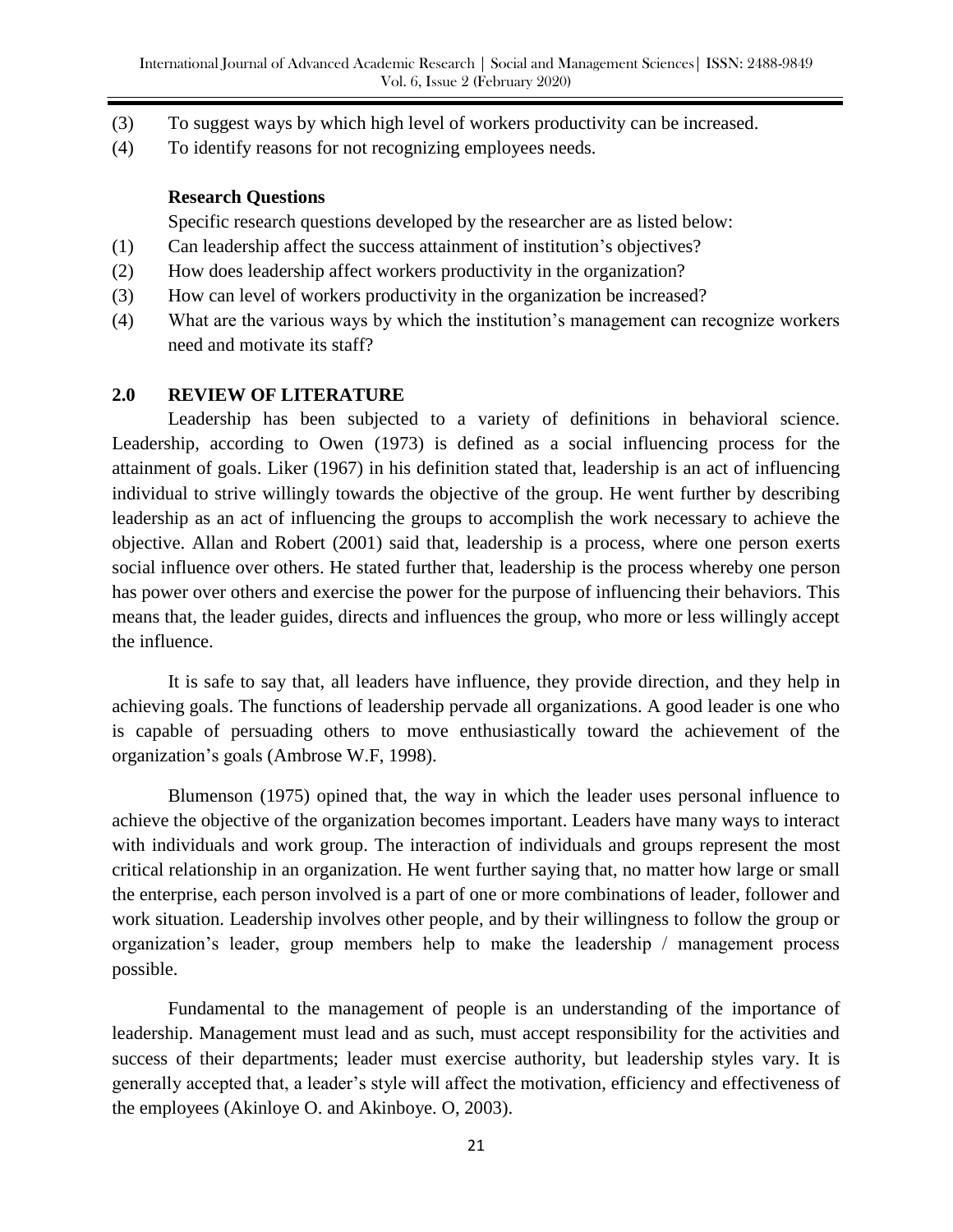(3) To suggest ways by which high level of workers productivity can be increased.

(4) To identify reasons for not recognizing employees needs.

**Research Questions**

Specific research questions developed by the researcher are as listed below:

(1) Can leadership affect the success attainment of institution's objectives?

(2) How does leadership affect workers productivity in the organization?

(3) How can level of workers productivity in the organization be increased?

(4) What are the various ways by which the institution's management can recognize workers need and motivate its staff?

## 2.0 REVIEW OF LITERATURE

Leadership has been subjected to a variety of definitions in behavioral science. Leadership, according to Owen (1973) is defined as a social influencing process for the attainment of goals. Liker (1967) in his definition stated that, leadership is an act of influencing individual to strive willingly towards the objective of the group. He went further by describing leadership as an act of influencing the groups to accomplish the work necessary to achieve the objective. Allan and Robert (2001) said that, leadership is a process, where one person exerts social influence over others. He stated further that, leadership is the process whereby one person has power over others and exercise the power for the purpose of influencing their behaviors. This means that, the leader guides, directs and influences the group, who more or less willingly accept the influence.

It is safe to say that, all leaders have influence, they provide direction, and they help in achieving goals. The functions of leadership pervade all organizations. A good leader is one who is capable of persuading others to move enthusiastically toward the achievement of the organization's goals (Ambrose W.F, 1998).

Blumenson (1975) opined that, the way in which the leader uses personal influence to achieve the objective of the organization becomes important. Leaders have many ways to interact with individuals and work group. The interaction of individuals and groups represent the most critical relationship in an organization. He went further saying that, no matter how large or small the enterprise, each person involved is a part of one or more combinations of leader, follower and work situation. Leadership involves other people, and by their willingness to follow the group or organization's leader, group members help to make the leadership / management process possible.

Fundamental to the management of people is an understanding of the importance of leadership. Management must lead and as such, must accept responsibility for the activities and success of their departments; leader must exercise authority, but leadership styles vary. It is generally accepted that, a leader's style will affect the motivation, efficiency and effectiveness of the employees (Akinloye O. and Akinboye. O, 2003).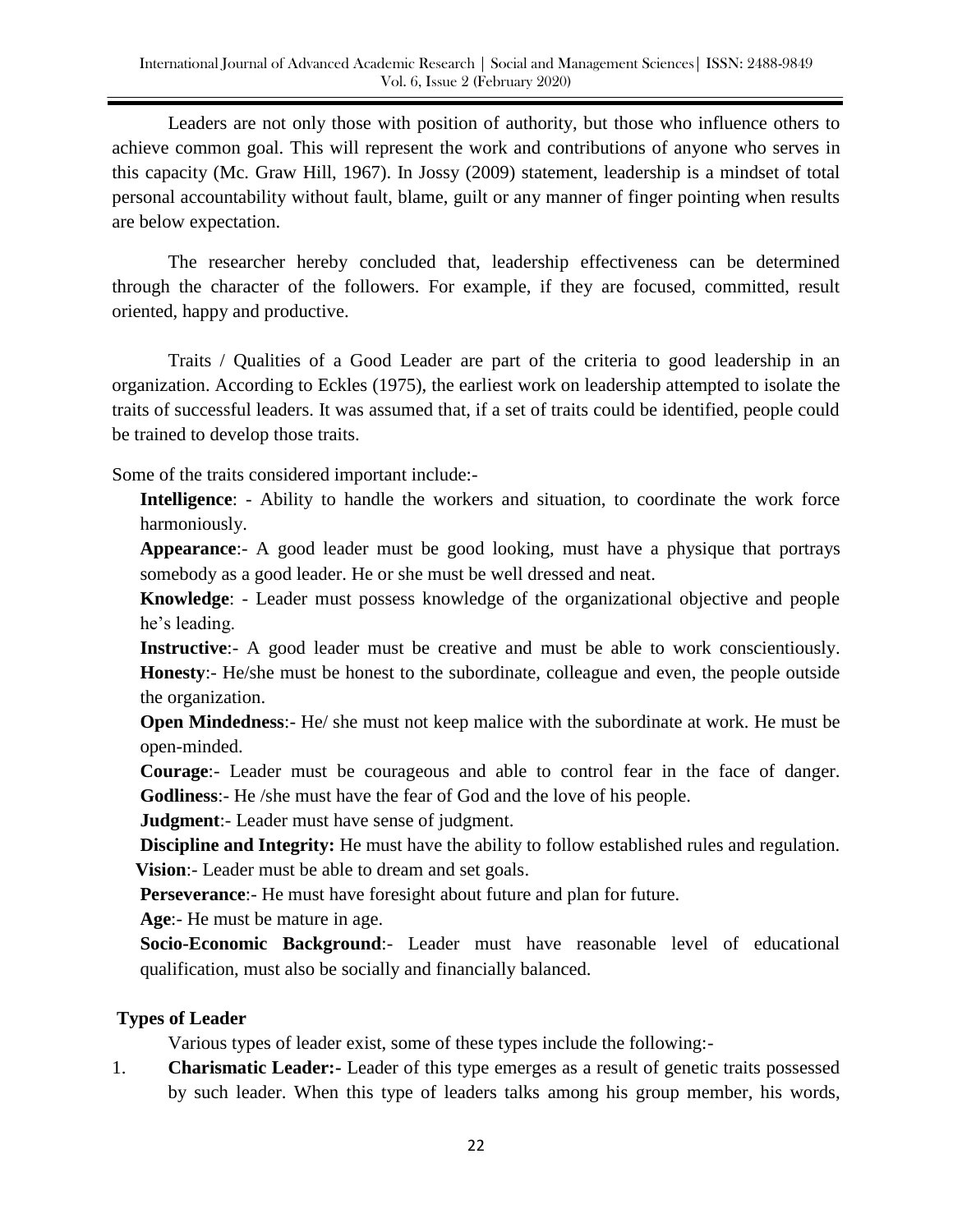Leaders are not only those with position of authority, but those who influence others to achieve common goal. This will represent the work and contributions of anyone who serves in this capacity (Mc. Graw Hill, 1967). In Jossy (2009) statement, leadership is a mindset of total personal accountability without fault, blame, guilt or any manner of finger pointing when results are below expectation.

The researcher hereby concluded that, leadership effectiveness can be determined through the character of the followers. For example, if they are focused, committed, result oriented, happy and productive.

Traits / Qualities of a Good Leader are part of the criteria to good leadership in an organization. According to Eckles (1975), the earliest work on leadership attempted to isolate the traits of successful leaders. It was assumed that, if a set of traits could be identified, people could be trained to develop those traits.

Some of the traits considered important include:-

**Intelligence**: - Ability to handle the workers and situation, to coordinate the work force harmoniously.

**Appearance**:- A good leader must be good looking, must have a physique that portrays somebody as a good leader. He or she must be well dressed and neat.

**Knowledge**: - Leader must possess knowledge of the organizational objective and people he's leading.

**Instructive**:- A good leader must be creative and must be able to work conscientiously.

**Honesty**:- He/she must be honest to the subordinate, colleague and even, the people outside the organization.

**Open Mindedness**:- He/ she must not keep malice with the subordinate at work. He must be open-minded.

**Courage**:- Leader must be courageous and able to control fear in the face of danger.

**Godliness**:- He /she must have the fear of God and the love of his people.

**Judgment**:- Leader must have sense of judgment.

**Discipline and Integrity:** He must have the ability to follow established rules and regulation.

**Vision**:- Leader must be able to dream and set goals.

**Perseverance**:- He must have foresight about future and plan for future.

**Age**:- He must be mature in age.

**Socio-Economic Background**:- Leader must have reasonable level of educational qualification, must also be socially and financially balanced.

**Types of Leader**

Various types of leader exist, some of these types include the following:-

1. **Charismatic Leader:-** Leader of this type emerges as a result of genetic traits possessed by such leader. When this type of leaders talks among his group member, his words,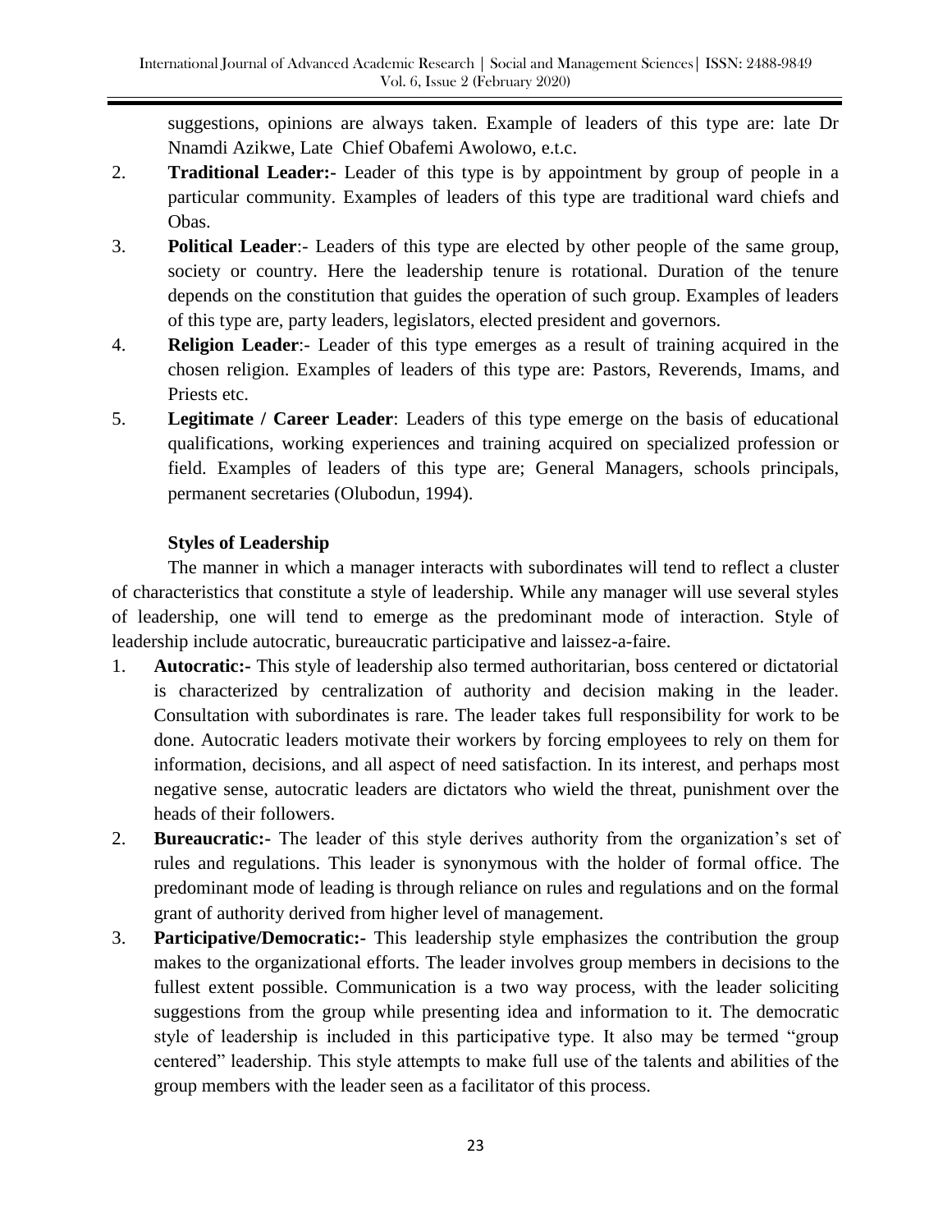suggestions, opinions are always taken. Example of leaders of this type are: late Dr Nnamdi Azikwe, Late Chief Obafemi Awolowo, e.t.c.

2. **Traditional Leader:-** Leader of this type is by appointment by group of people in a particular community. Examples of leaders of this type are traditional ward chiefs and Obas.
3. **Political Leader**:- Leaders of this type are elected by other people of the same group, society or country. Here the leadership tenure is rotational. Duration of the tenure depends on the constitution that guides the operation of such group. Examples of leaders of this type are, party leaders, legislators, elected president and governors.
4. **Religion Leader**:- Leader of this type emerges as a result of training acquired in the chosen religion. Examples of leaders of this type are: Pastors, Reverends, Imams, and Priests etc.
5. **Legitimate / Career Leader**: Leaders of this type emerge on the basis of educational qualifications, working experiences and training acquired on specialized profession or field. Examples of leaders of this type are; General Managers, schools principals, permanent secretaries (Olubodun, 1994).

### Styles of Leadership

The manner in which a manager interacts with subordinates will tend to reflect a cluster of characteristics that constitute a style of leadership. While any manager will use several styles of leadership, one will tend to emerge as the predominant mode of interaction. Style of leadership include autocratic, bureaucratic participative and laissez-a-faire.

1. **Autocratic:-** This style of leadership also termed authoritarian, boss centered or dictatorial is characterized by centralization of authority and decision making in the leader. Consultation with subordinates is rare. The leader takes full responsibility for work to be done. Autocratic leaders motivate their workers by forcing employees to rely on them for information, decisions, and all aspect of need satisfaction. In its interest, and perhaps most negative sense, autocratic leaders are dictators who wield the threat, punishment over the heads of their followers.
2. **Bureaucratic:-** The leader of this style derives authority from the organization's set of rules and regulations. This leader is synonymous with the holder of formal office. The predominant mode of leading is through reliance on rules and regulations and on the formal grant of authority derived from higher level of management.
3. **Participative/Democratic:-** This leadership style emphasizes the contribution the group makes to the organizational efforts. The leader involves group members in decisions to the fullest extent possible. Communication is a two way process, with the leader soliciting suggestions from the group while presenting idea and information to it. The democratic style of leadership is included in this participative type. It also may be termed "group centered" leadership. This style attempts to make full use of the talents and abilities of the group members with the leader seen as a facilitator of this process.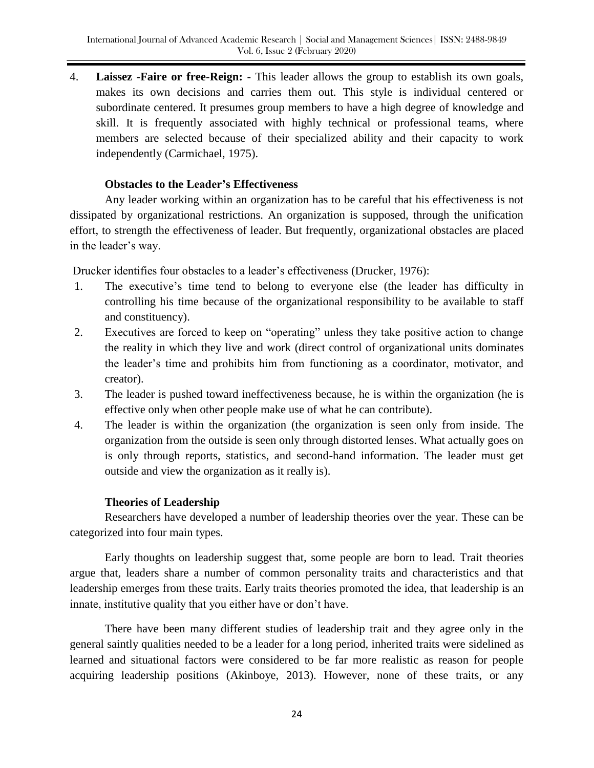4. **Laissez -Faire or free-Reign: -** This leader allows the group to establish its own goals, makes its own decisions and carries them out. This style is individual centered or subordinate centered. It presumes group members to have a high degree of knowledge and skill. It is frequently associated with highly technical or professional teams, where members are selected because of their specialized ability and their capacity to work independently (Carmichael, 1975).

### Obstacles to the Leader's Effectiveness

Any leader working within an organization has to be careful that his effectiveness is not dissipated by organizational restrictions. An organization is supposed, through the unification effort, to strength the effectiveness of leader. But frequently, organizational obstacles are placed in the leader's way.

Drucker identifies four obstacles to a leader's effectiveness (Drucker, 1976):

1. The executive's time tend to belong to everyone else (the leader has difficulty in controlling his time because of the organizational responsibility to be available to staff and constituency).
2. Executives are forced to keep on "operating" unless they take positive action to change the reality in which they live and work (direct control of organizational units dominates the leader's time and prohibits him from functioning as a coordinator, motivator, and creator).
3. The leader is pushed toward ineffectiveness because, he is within the organization (he is effective only when other people make use of what he can contribute).
4. The leader is within the organization (the organization is seen only from inside. The organization from the outside is seen only through distorted lenses. What actually goes on is only through reports, statistics, and second-hand information. The leader must get outside and view the organization as it really is).

### Theories of Leadership

Researchers have developed a number of leadership theories over the year. These can be categorized into four main types.

Early thoughts on leadership suggest that, some people are born to lead. Trait theories argue that, leaders share a number of common personality traits and characteristics and that leadership emerges from these traits. Early traits theories promoted the idea, that leadership is an innate, institutive quality that you either have or don't have.

There have been many different studies of leadership trait and they agree only in the general saintly qualities needed to be a leader for a long period, inherited traits were sidelined as learned and situational factors were considered to be far more realistic as reason for people acquiring leadership positions (Akinboye, 2013). However, none of these traits, or any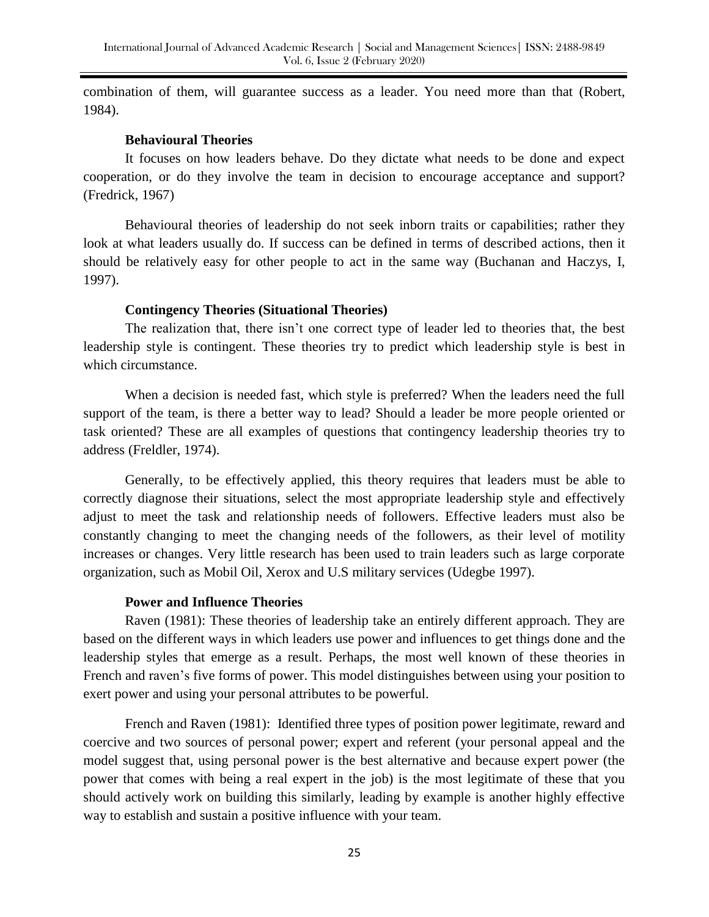combination of them, will guarantee success as a leader. You need more than that (Robert, 1984).

**Behavioural Theories**

It focuses on how leaders behave. Do they dictate what needs to be done and expect cooperation, or do they involve the team in decision to encourage acceptance and support? (Fredrick, 1967)

Behavioural theories of leadership do not seek inborn traits or capabilities; rather they look at what leaders usually do. If success can be defined in terms of described actions, then it should be relatively easy for other people to act in the same way (Buchanan and Haczys, I, 1997).

**Contingency Theories (Situational Theories)**

The realization that, there isn't one correct type of leader led to theories that, the best leadership style is contingent. These theories try to predict which leadership style is best in which circumstance.

When a decision is needed fast, which style is preferred? When the leaders need the full support of the team, is there a better way to lead? Should a leader be more people oriented or task oriented? These are all examples of questions that contingency leadership theories try to address (Freldler, 1974).

Generally, to be effectively applied, this theory requires that leaders must be able to correctly diagnose their situations, select the most appropriate leadership style and effectively adjust to meet the task and relationship needs of followers. Effective leaders must also be constantly changing to meet the changing needs of the followers, as their level of motility increases or changes. Very little research has been used to train leaders such as large corporate organization, such as Mobil Oil, Xerox and U.S military services (Udegbe 1997).

**Power and Influence Theories**

Raven (1981): These theories of leadership take an entirely different approach. They are based on the different ways in which leaders use power and influences to get things done and the leadership styles that emerge as a result. Perhaps, the most well known of these theories in French and raven's five forms of power. This model distinguishes between using your position to exert power and using your personal attributes to be powerful.

French and Raven (1981): Identified three types of position power legitimate, reward and coercive and two sources of personal power; expert and referent (your personal appeal and the model suggest that, using personal power is the best alternative and because expert power (the power that comes with being a real expert in the job) is the most legitimate of these that you should actively work on building this similarly, leading by example is another highly effective way to establish and sustain a positive influence with your team.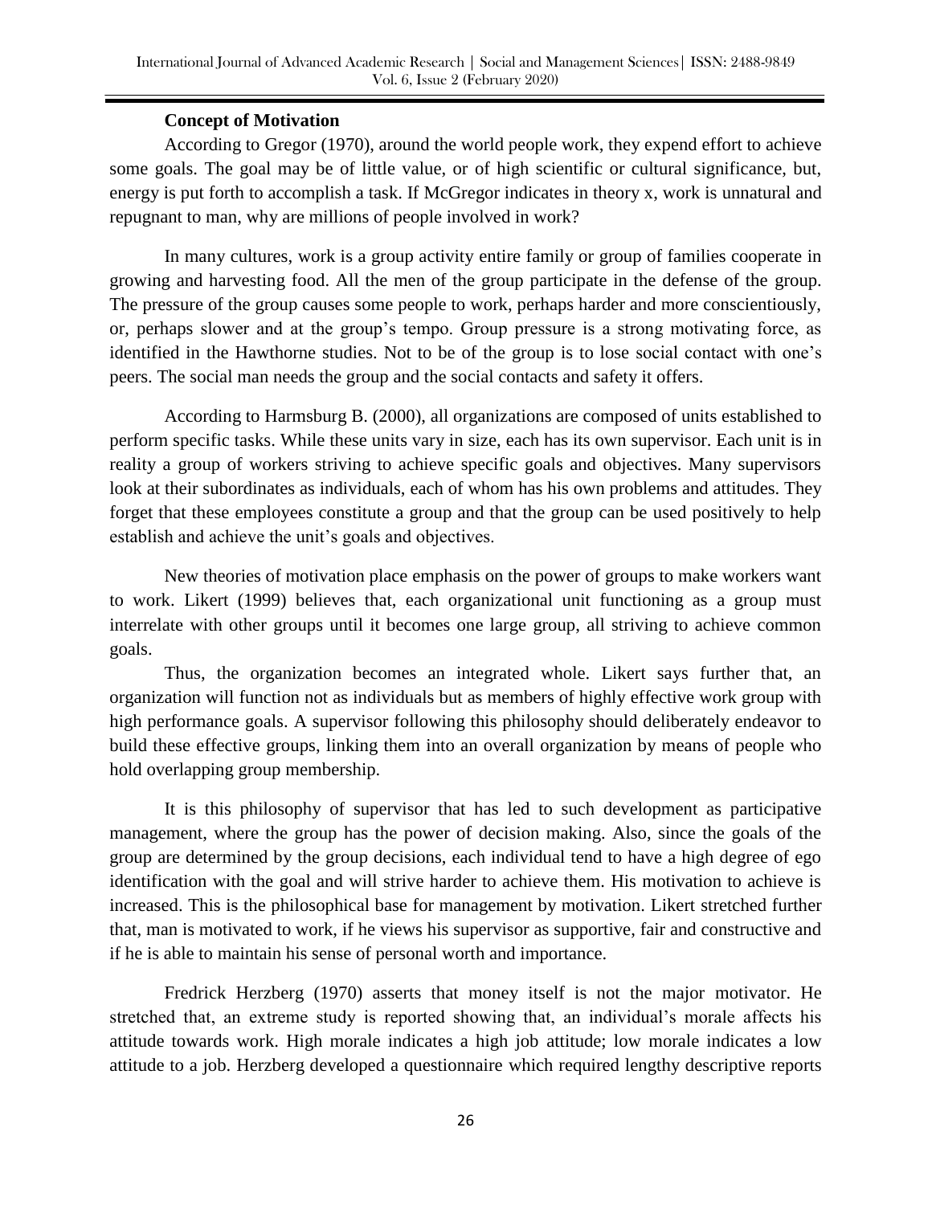**Concept of Motivation**

According to Gregor (1970), around the world people work, they expend effort to achieve some goals. The goal may be of little value, or of high scientific or cultural significance, but, energy is put forth to accomplish a task. If McGregor indicates in theory x, work is unnatural and repugnant to man, why are millions of people involved in work?

In many cultures, work is a group activity entire family or group of families cooperate in growing and harvesting food. All the men of the group participate in the defense of the group. The pressure of the group causes some people to work, perhaps harder and more conscientiously, or, perhaps slower and at the group's tempo. Group pressure is a strong motivating force, as identified in the Hawthorne studies. Not to be of the group is to lose social contact with one's peers. The social man needs the group and the social contacts and safety it offers.

According to Harmsburg B. (2000), all organizations are composed of units established to perform specific tasks. While these units vary in size, each has its own supervisor. Each unit is in reality a group of workers striving to achieve specific goals and objectives. Many supervisors look at their subordinates as individuals, each of whom has his own problems and attitudes. They forget that these employees constitute a group and that the group can be used positively to help establish and achieve the unit's goals and objectives.

New theories of motivation place emphasis on the power of groups to make workers want to work. Likert (1999) believes that, each organizational unit functioning as a group must interrelate with other groups until it becomes one large group, all striving to achieve common goals.

Thus, the organization becomes an integrated whole. Likert says further that, an organization will function not as individuals but as members of highly effective work group with high performance goals. A supervisor following this philosophy should deliberately endeavor to build these effective groups, linking them into an overall organization by means of people who hold overlapping group membership.

It is this philosophy of supervisor that has led to such development as participative management, where the group has the power of decision making. Also, since the goals of the group are determined by the group decisions, each individual tend to have a high degree of ego identification with the goal and will strive harder to achieve them. His motivation to achieve is increased. This is the philosophical base for management by motivation. Likert stretched further that, man is motivated to work, if he views his supervisor as supportive, fair and constructive and if he is able to maintain his sense of personal worth and importance.

Fredrick Herzberg (1970) asserts that money itself is not the major motivator. He stretched that, an extreme study is reported showing that, an individual's morale affects his attitude towards work. High morale indicates a high job attitude; low morale indicates a low attitude to a job. Herzberg developed a questionnaire which required lengthy descriptive reports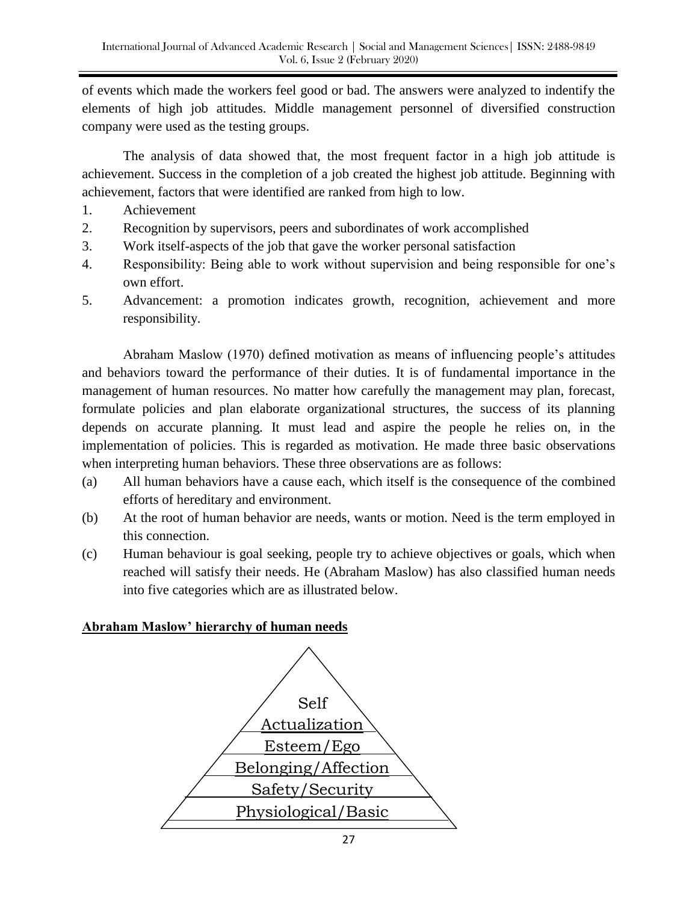of events which made the workers feel good or bad. The answers were analyzed to indentify the elements of high job attitudes. Middle management personnel of diversified construction company were used as the testing groups.

The analysis of data showed that, the most frequent factor in a high job attitude is achievement. Success in the completion of a job created the highest job attitude. Beginning with achievement, factors that were identified are ranked from high to low.

1. Achievement
2. Recognition by supervisors, peers and subordinates of work accomplished
3. Work itself-aspects of the job that gave the worker personal satisfaction
4. Responsibility: Being able to work without supervision and being responsible for one's own effort.
5. Advancement: a promotion indicates growth, recognition, achievement and more responsibility.

Abraham Maslow (1970) defined motivation as means of influencing people's attitudes and behaviors toward the performance of their duties. It is of fundamental importance in the management of human resources. No matter how carefully the management may plan, forecast, formulate policies and plan elaborate organizational structures, the success of its planning depends on accurate planning. It must lead and aspire the people he relies on, in the implementation of policies. This is regarded as motivation. He made three basic observations when interpreting human behaviors. These three observations are as follows:

(a) All human behaviors have a cause each, which itself is the consequence of the combined efforts of hereditary and environment.
(b) At the root of human behavior are needs, wants or motion. Need is the term employed in this connection.
(c) Human behaviour is goal seeking, people try to achieve objectives or goals, which when reached will satisfy their needs. He (Abraham Maslow) has also classified human needs into five categories which are as illustrated below.

**Abraham Maslow' hierarchy of human needs**

Self Actualization

Esteem/Ego

Belonging/Affection

Safety/Security

Physiological/Basic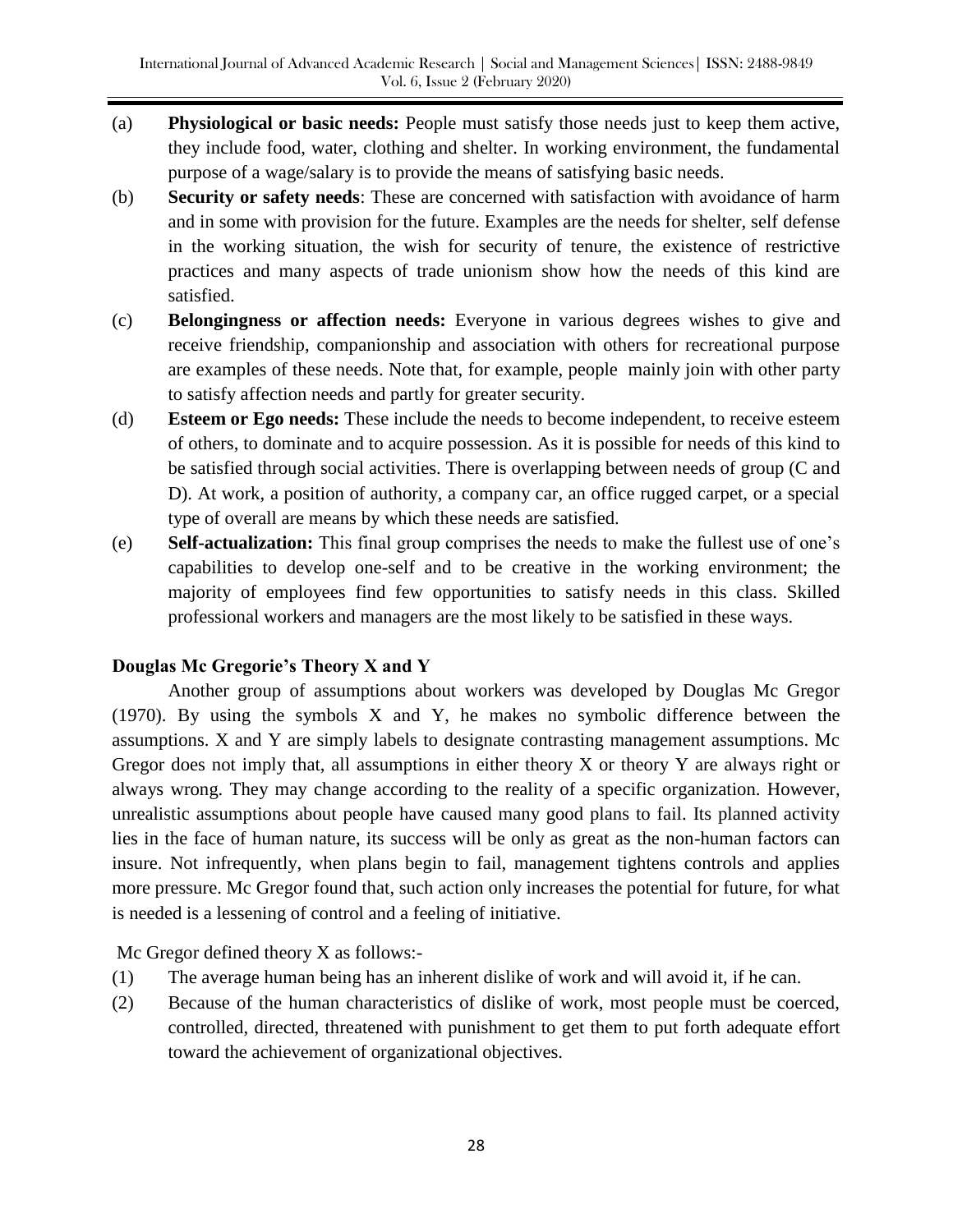(a) **Physiological or basic needs:** People must satisfy those needs just to keep them active, they include food, water, clothing and shelter. In working environment, the fundamental purpose of a wage/salary is to provide the means of satisfying basic needs.

(b) **Security or safety needs**: These are concerned with satisfaction with avoidance of harm and in some with provision for the future. Examples are the needs for shelter, self defense in the working situation, the wish for security of tenure, the existence of restrictive practices and many aspects of trade unionism show how the needs of this kind are satisfied.

(c) **Belongingness or affection needs:** Everyone in various degrees wishes to give and receive friendship, companionship and association with others for recreational purpose are examples of these needs. Note that, for example, people mainly join with other party to satisfy affection needs and partly for greater security.

(d) **Esteem or Ego needs:** These include the needs to become independent, to receive esteem of others, to dominate and to acquire possession. As it is possible for needs of this kind to be satisfied through social activities. There is overlapping between needs of group (C and D). At work, a position of authority, a company car, an office rugged carpet, or a special type of overall are means by which these needs are satisfied.

(e) **Self-actualization:** This final group comprises the needs to make the fullest use of one's capabilities to develop one-self and to be creative in the working environment; the majority of employees find few opportunities to satisfy needs in this class. Skilled professional workers and managers are the most likely to be satisfied in these ways.

### Douglas Mc Gregorie's Theory X and Y

Another group of assumptions about workers was developed by Douglas Mc Gregor (1970). By using the symbols X and Y, he makes no symbolic difference between the assumptions. X and Y are simply labels to designate contrasting management assumptions. Mc Gregor does not imply that, all assumptions in either theory X or theory Y are always right or always wrong. They may change according to the reality of a specific organization. However, unrealistic assumptions about people have caused many good plans to fail. Its planned activity lies in the face of human nature, its success will be only as great as the non-human factors can insure. Not infrequently, when plans begin to fail, management tightens controls and applies more pressure. Mc Gregor found that, such action only increases the potential for future, for what is needed is a lessening of control and a feeling of initiative.

Mc Gregor defined theory X as follows:-

(1) The average human being has an inherent dislike of work and will avoid it, if he can.

(2) Because of the human characteristics of dislike of work, most people must be coerced, controlled, directed, threatened with punishment to get them to put forth adequate effort toward the achievement of organizational objectives.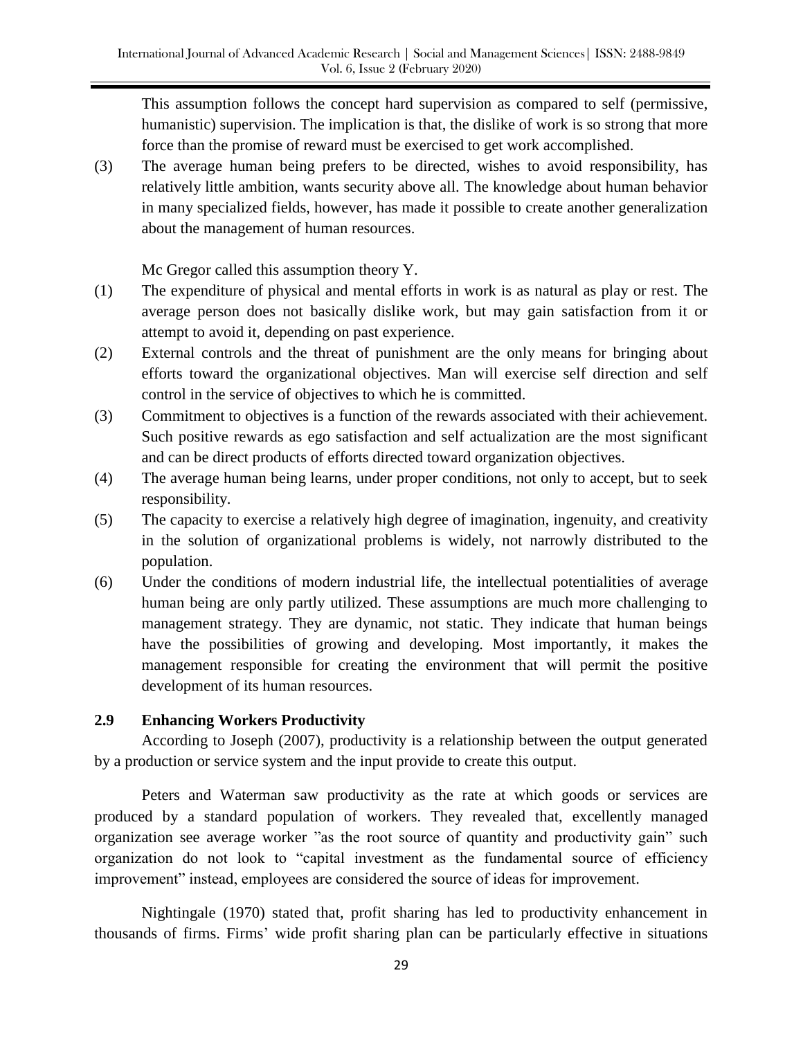This assumption follows the concept hard supervision as compared to self (permissive, humanistic) supervision. The implication is that, the dislike of work is so strong that more force than the promise of reward must be exercised to get work accomplished.

(3) The average human being prefers to be directed, wishes to avoid responsibility, has relatively little ambition, wants security above all. The knowledge about human behavior in many specialized fields, however, has made it possible to create another generalization about the management of human resources.

Mc Gregor called this assumption theory Y.

(1) The expenditure of physical and mental efforts in work is as natural as play or rest. The average person does not basically dislike work, but may gain satisfaction from it or attempt to avoid it, depending on past experience.

(2) External controls and the threat of punishment are the only means for bringing about efforts toward the organizational objectives. Man will exercise self direction and self control in the service of objectives to which he is committed.

(3) Commitment to objectives is a function of the rewards associated with their achievement. Such positive rewards as ego satisfaction and self actualization are the most significant and can be direct products of efforts directed toward organization objectives.

(4) The average human being learns, under proper conditions, not only to accept, but to seek responsibility.

(5) The capacity to exercise a relatively high degree of imagination, ingenuity, and creativity in the solution of organizational problems is widely, not narrowly distributed to the population.

(6) Under the conditions of modern industrial life, the intellectual potentialities of average human being are only partly utilized. These assumptions are much more challenging to management strategy. They are dynamic, not static. They indicate that human beings have the possibilities of growing and developing. Most importantly, it makes the management responsible for creating the environment that will permit the positive development of its human resources.

## 2.9 Enhancing Workers Productivity

According to Joseph (2007), productivity is a relationship between the output generated by a production or service system and the input provide to create this output.

Peters and Waterman saw productivity as the rate at which goods or services are produced by a standard population of workers. They revealed that, excellently managed organization see average worker "as the root source of quantity and productivity gain" such organization do not look to "capital investment as the fundamental source of efficiency improvement" instead, employees are considered the source of ideas for improvement.

Nightingale (1970) stated that, profit sharing has led to productivity enhancement in thousands of firms. Firms' wide profit sharing plan can be particularly effective in situations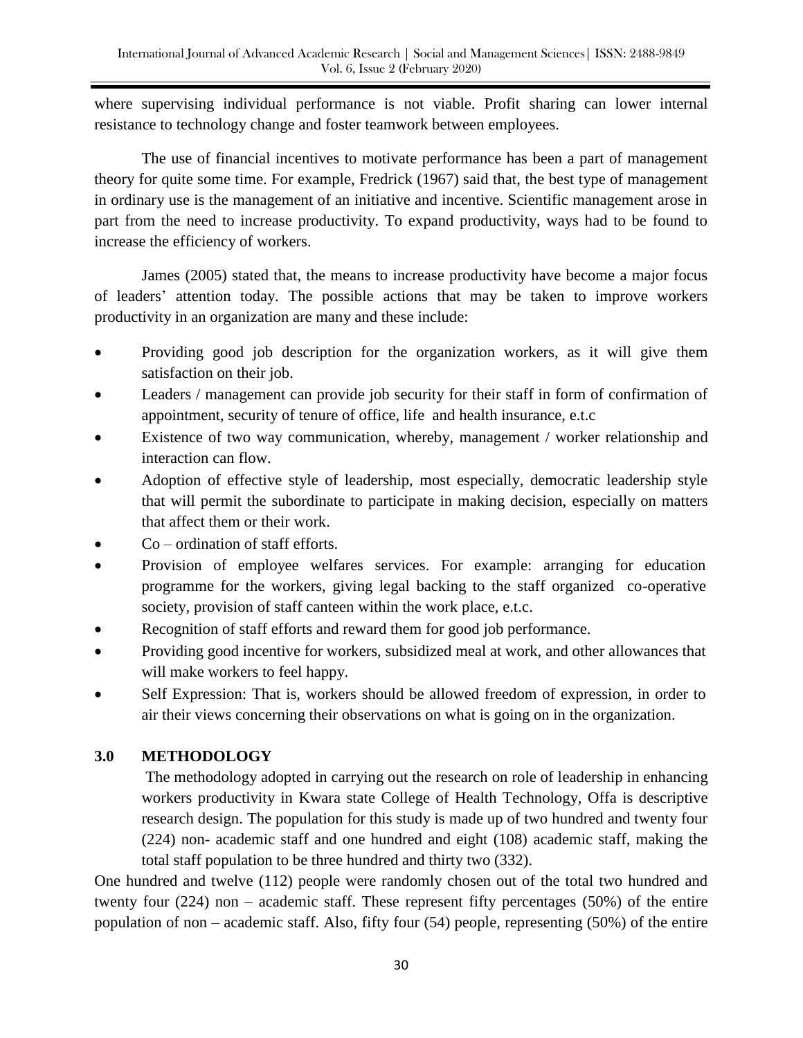where supervising individual performance is not viable. Profit sharing can lower internal resistance to technology change and foster teamwork between employees.

The use of financial incentives to motivate performance has been a part of management theory for quite some time. For example, Fredrick (1967) said that, the best type of management in ordinary use is the management of an initiative and incentive. Scientific management arose in part from the need to increase productivity. To expand productivity, ways had to be found to increase the efficiency of workers.

James (2005) stated that, the means to increase productivity have become a major focus of leaders' attention today. The possible actions that may be taken to improve workers productivity in an organization are many and these include:

- Providing good job description for the organization workers, as it will give them satisfaction on their job.
- Leaders / management can provide job security for their staff in form of confirmation of appointment, security of tenure of office, life and health insurance, e.t.c
- Existence of two way communication, whereby, management / worker relationship and interaction can flow.
- Adoption of effective style of leadership, most especially, democratic leadership style that will permit the subordinate to participate in making decision, especially on matters that affect them or their work.
- Co – ordination of staff efforts.
- Provision of employee welfares services. For example: arranging for education programme for the workers, giving legal backing to the staff organized co-operative society, provision of staff canteen within the work place, e.t.c.
- Recognition of staff efforts and reward them for good job performance.
- Providing good incentive for workers, subsidized meal at work, and other allowances that will make workers to feel happy.
- Self Expression: That is, workers should be allowed freedom of expression, in order to air their views concerning their observations on what is going on in the organization.

## 3.0 METHODOLOGY

The methodology adopted in carrying out the research on role of leadership in enhancing workers productivity in Kwara state College of Health Technology, Offa is descriptive research design. The population for this study is made up of two hundred and twenty four (224) non- academic staff and one hundred and eight (108) academic staff, making the total staff population to be three hundred and thirty two (332).

One hundred and twelve (112) people were randomly chosen out of the total two hundred and twenty four (224) non – academic staff. These represent fifty percentages (50%) of the entire population of non – academic staff. Also, fifty four (54) people, representing (50%) of the entire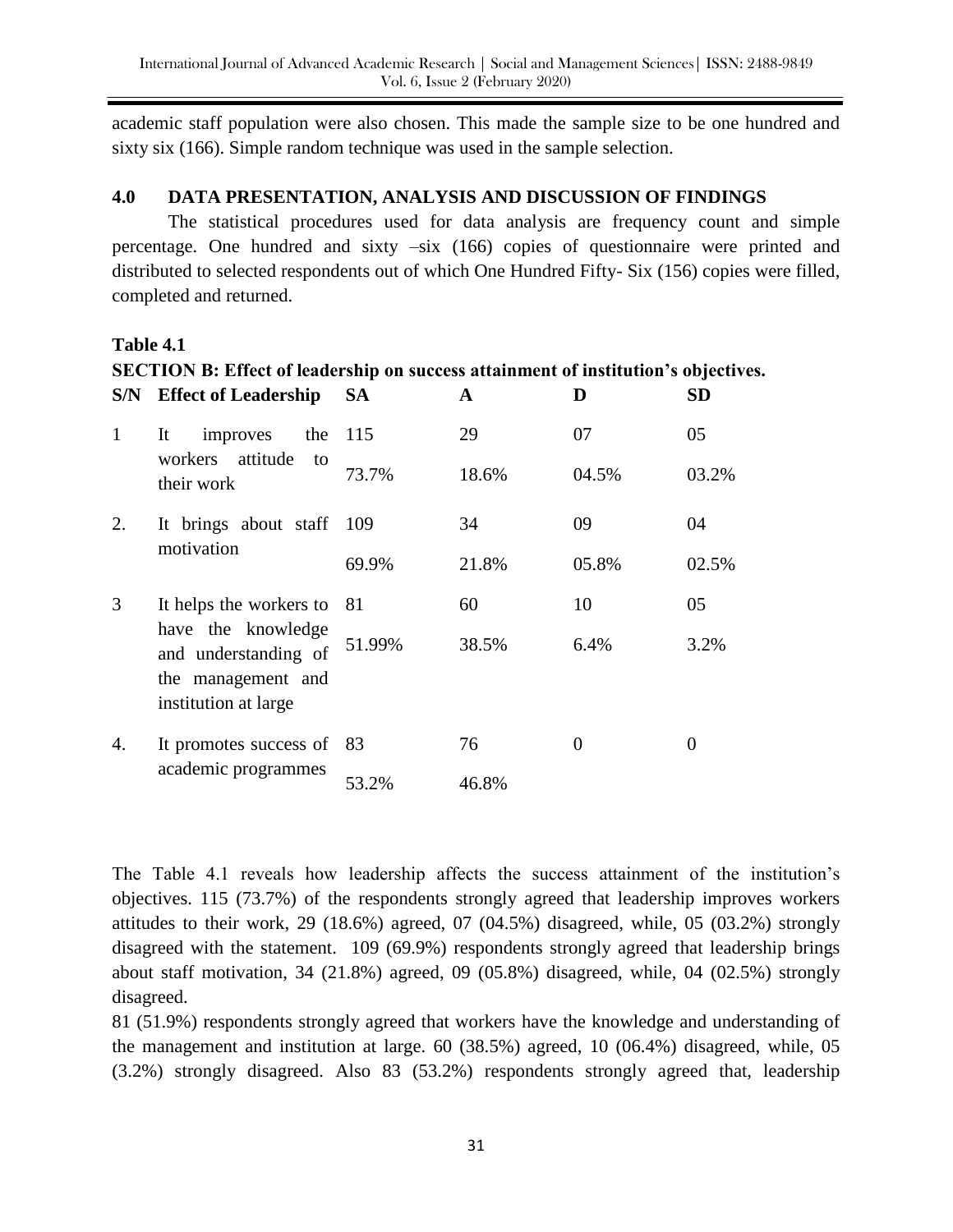academic staff population were also chosen. This made the sample size to be one hundred and sixty six (166). Simple random technique was used in the sample selection.

## 4.0 DATA PRESENTATION, ANALYSIS AND DISCUSSION OF FINDINGS

The statistical procedures used for data analysis are frequency count and simple percentage. One hundred and sixty –six (166) copies of questionnaire were printed and distributed to selected respondents out of which One Hundred Fifty- Six (156) copies were filled, completed and returned.

**Table 4.1**

**SECTION B: Effect of leadership on success attainment of institution's objectives.**

| S/N | Effect of Leadership | SA | A | D | SD |
|---|---|---|---|---|---|
| 1 | It improves the workers attitude to their work | 115<br>73.7% | 29<br>18.6% | 07<br>04.5% | 05<br>03.2% |
| 2. | It brings about staff motivation | 109<br>69.9% | 34<br>21.8% | 09<br>05.8% | 04<br>02.5% |
| 3 | It helps the workers to have the knowledge and understanding of the management and institution at large | 81<br>51.99% | 60<br>38.5% | 10<br>6.4% | 05<br>3.2% |
| 4. | It promotes success of academic programmes | 83<br>53.2% | 76<br>46.8% | 0 | 0 |

The Table 4.1 reveals how leadership affects the success attainment of the institution's objectives. 115 (73.7%) of the respondents strongly agreed that leadership improves workers attitudes to their work, 29 (18.6%) agreed, 07 (04.5%) disagreed, while, 05 (03.2%) strongly disagreed with the statement. 109 (69.9%) respondents strongly agreed that leadership brings about staff motivation, 34 (21.8%) agreed, 09 (05.8%) disagreed, while, 04 (02.5%) strongly disagreed.

81 (51.9%) respondents strongly agreed that workers have the knowledge and understanding of the management and institution at large. 60 (38.5%) agreed, 10 (06.4%) disagreed, while, 05 (3.2%) strongly disagreed. Also 83 (53.2%) respondents strongly agreed that, leadership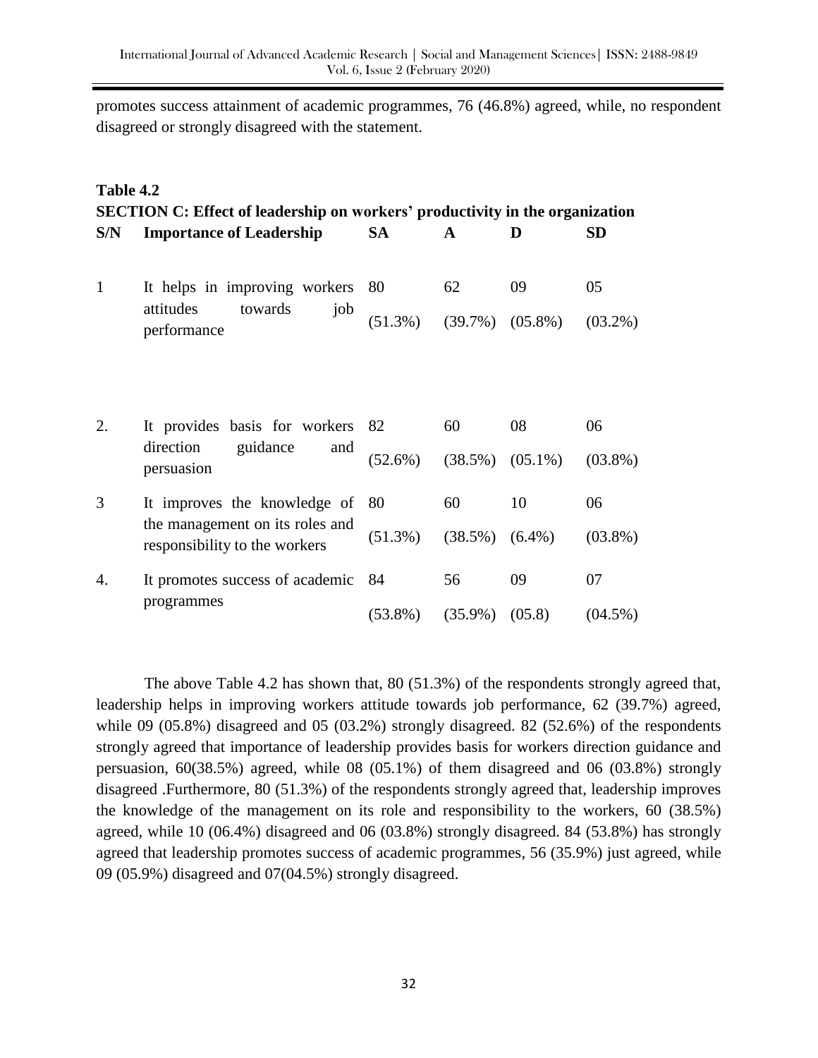promotes success attainment of academic programmes, 76 (46.8%) agreed, while, no respondent disagreed or strongly disagreed with the statement.

**Table 4.2**

**SECTION C: Effect of leadership on workers' productivity in the organization**

| S/N | Importance of Leadership | SA | A | D | SD |
|---|---|---|---|---|---|
| 1 | It helps in improving workers attitudes towards job performance | 80 (51.3%) | 62 (39.7%) | 09 (05.8%) | 05 (03.2%) |
| 2. | It provides basis for workers direction guidance and persuasion | 82 (52.6%) | 60 (38.5%) | 08 (05.1%) | 06 (03.8%) |
| 3 | It improves the knowledge of the management on its roles and responsibility to the workers | 80 (51.3%) | 60 (38.5%) | 10 (6.4%) | 06 (03.8%) |
| 4. | It promotes success of academic programmes | 84 (53.8%) | 56 (35.9%) | 09 (05.8) | 07 (04.5%) |

The above Table 4.2 has shown that, 80 (51.3%) of the respondents strongly agreed that, leadership helps in improving workers attitude towards job performance, 62 (39.7%) agreed, while 09 (05.8%) disagreed and 05 (03.2%) strongly disagreed. 82 (52.6%) of the respondents strongly agreed that importance of leadership provides basis for workers direction guidance and persuasion, 60(38.5%) agreed, while 08 (05.1%) of them disagreed and 06 (03.8%) strongly disagreed .Furthermore, 80 (51.3%) of the respondents strongly agreed that, leadership improves the knowledge of the management on its role and responsibility to the workers, 60 (38.5%) agreed, while 10 (06.4%) disagreed and 06 (03.8%) strongly disagreed. 84 (53.8%) has strongly agreed that leadership promotes success of academic programmes, 56 (35.9%) just agreed, while 09 (05.9%) disagreed and 07(04.5%) strongly disagreed.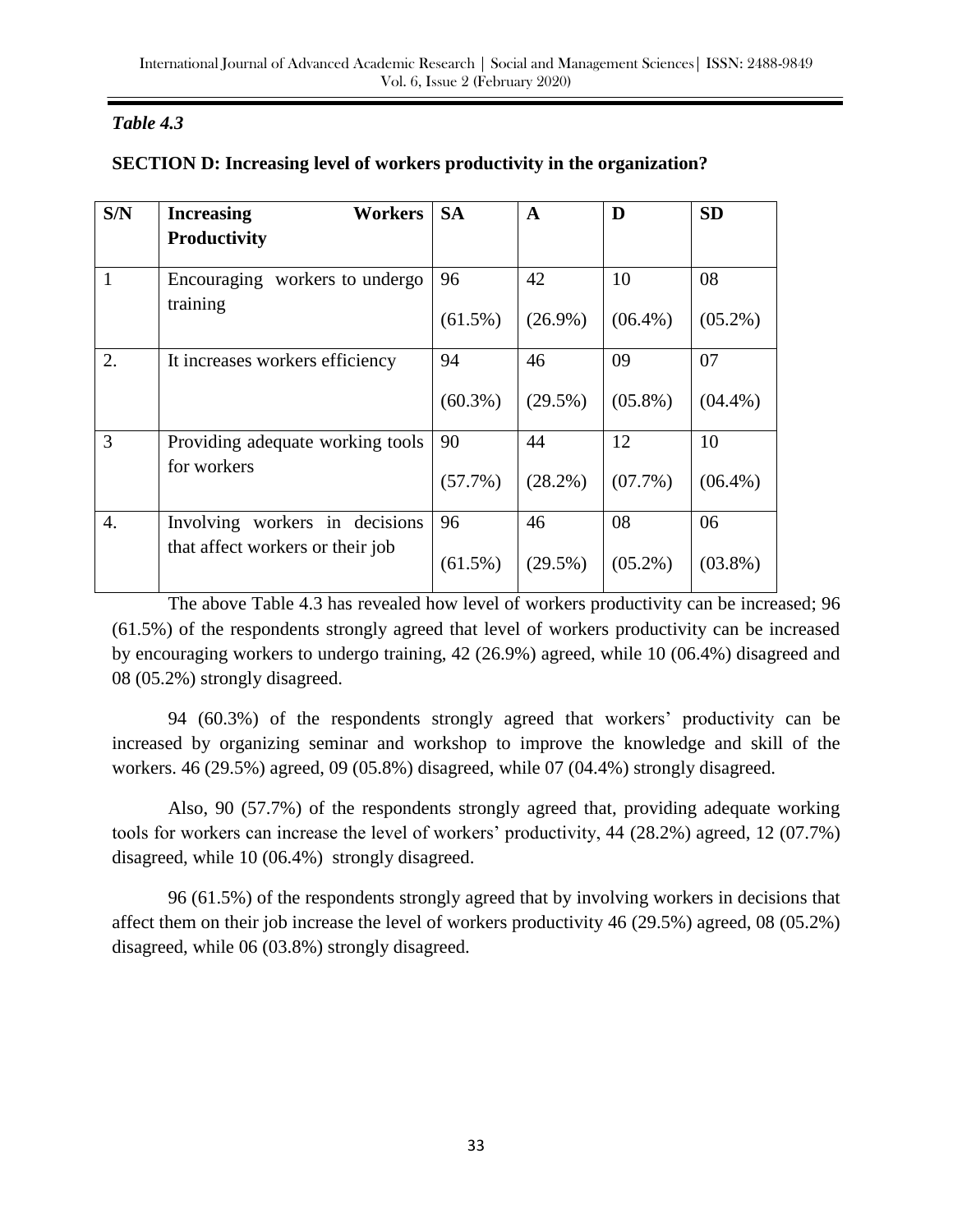*Table 4.3*

**SECTION D: Increasing level of workers productivity in the organization?**

| S/N | Increasing Workers Productivity | SA | A | D | SD |
|---|---|---|---|---|---|
| 1 | Encouraging workers to undergo training | 96 (61.5%) | 42 (26.9%) | 10 (06.4%) | 08 (05.2%) |
| 2. | It increases workers efficiency | 94 (60.3%) | 46 (29.5%) | 09 (05.8%) | 07 (04.4%) |
| 3 | Providing adequate working tools for workers | 90 (57.7%) | 44 (28.2%) | 12 (07.7%) | 10 (06.4%) |
| 4. | Involving workers in decisions that affect workers or their job | 96 (61.5%) | 46 (29.5%) | 08 (05.2%) | 06 (03.8%) |

The above Table 4.3 has revealed how level of workers productivity can be increased; 96 (61.5%) of the respondents strongly agreed that level of workers productivity can be increased by encouraging workers to undergo training, 42 (26.9%) agreed, while 10 (06.4%) disagreed and 08 (05.2%) strongly disagreed.

94 (60.3%) of the respondents strongly agreed that workers' productivity can be increased by organizing seminar and workshop to improve the knowledge and skill of the workers. 46 (29.5%) agreed, 09 (05.8%) disagreed, while 07 (04.4%) strongly disagreed.

Also, 90 (57.7%) of the respondents strongly agreed that, providing adequate working tools for workers can increase the level of workers' productivity, 44 (28.2%) agreed, 12 (07.7%) disagreed, while 10 (06.4%) strongly disagreed.

96 (61.5%) of the respondents strongly agreed that by involving workers in decisions that affect them on their job increase the level of workers productivity 46 (29.5%) agreed, 08 (05.2%) disagreed, while 06 (03.8%) strongly disagreed.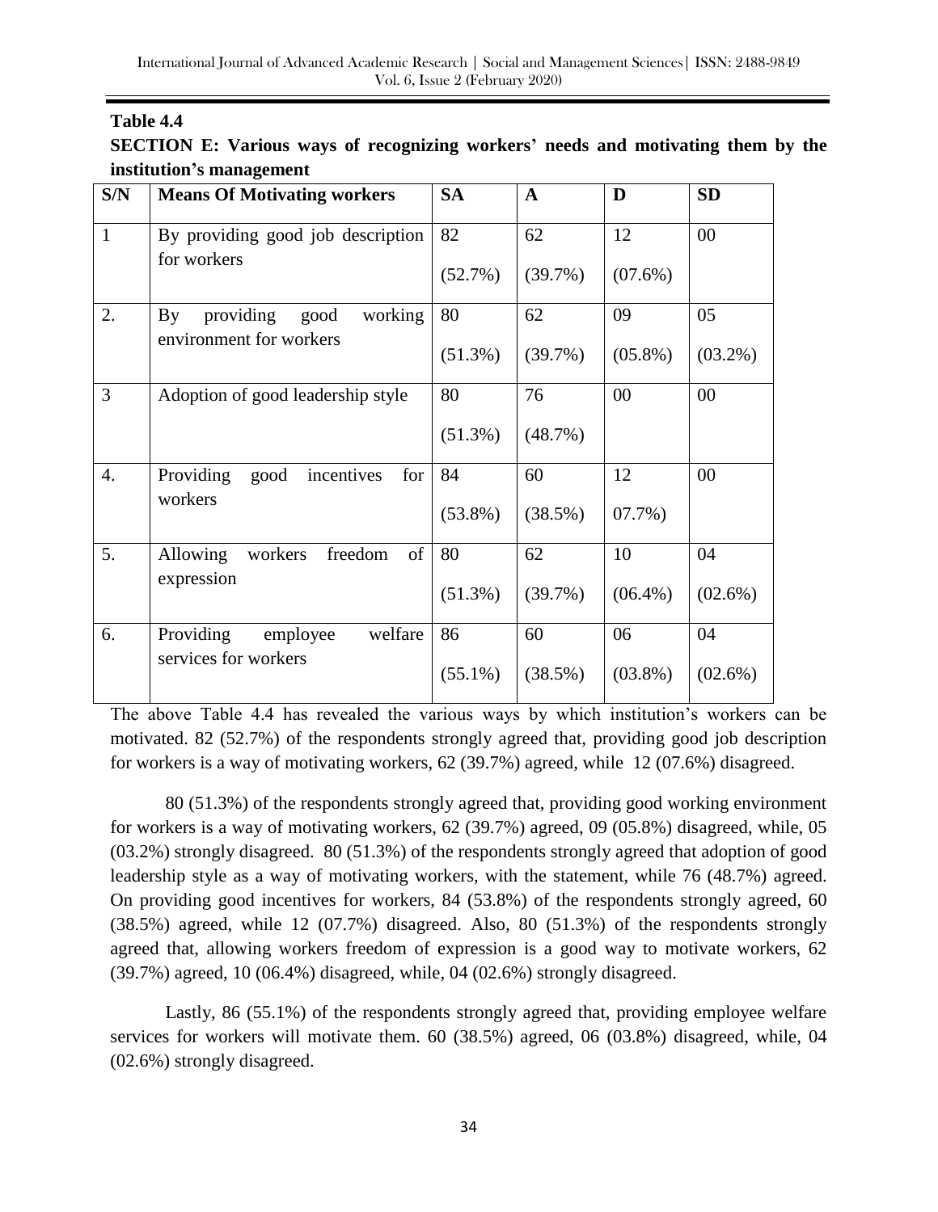**Table 4.4**

**SECTION E: Various ways of recognizing workers' needs and motivating them by the institution's management**

| S/N | Means Of Motivating workers | SA | A | D | SD |
|---|---|---|---|---|---|
| 1 | By providing good job description for workers | 82 (52.7%) | 62 (39.7%) | 12 (07.6%) | 00 |
| 2. | By providing good working environment for workers | 80 (51.3%) | 62 (39.7%) | 09 (05.8%) | 05 (03.2%) |
| 3 | Adoption of good leadership style | 80 (51.3%) | 76 (48.7%) | 00 | 00 |
| 4. | Providing good incentives for workers | 84 (53.8%) | 60 (38.5%) | 12 07.7%) | 00 |
| 5. | Allowing workers freedom of expression | 80 (51.3%) | 62 (39.7%) | 10 (06.4%) | 04 (02.6%) |
| 6. | Providing employee welfare services for workers | 86 (55.1%) | 60 (38.5%) | 06 (03.8%) | 04 (02.6%) |

The above Table 4.4 has revealed the various ways by which institution's workers can be motivated. 82 (52.7%) of the respondents strongly agreed that, providing good job description for workers is a way of motivating workers, 62 (39.7%) agreed, while 12 (07.6%) disagreed.

80 (51.3%) of the respondents strongly agreed that, providing good working environment for workers is a way of motivating workers, 62 (39.7%) agreed, 09 (05.8%) disagreed, while, 05 (03.2%) strongly disagreed. 80 (51.3%) of the respondents strongly agreed that adoption of good leadership style as a way of motivating workers, with the statement, while 76 (48.7%) agreed. On providing good incentives for workers, 84 (53.8%) of the respondents strongly agreed, 60 (38.5%) agreed, while 12 (07.7%) disagreed. Also, 80 (51.3%) of the respondents strongly agreed that, allowing workers freedom of expression is a good way to motivate workers, 62 (39.7%) agreed, 10 (06.4%) disagreed, while, 04 (02.6%) strongly disagreed.

Lastly, 86 (55.1%) of the respondents strongly agreed that, providing employee welfare services for workers will motivate them. 60 (38.5%) agreed, 06 (03.8%) disagreed, while, 04 (02.6%) strongly disagreed.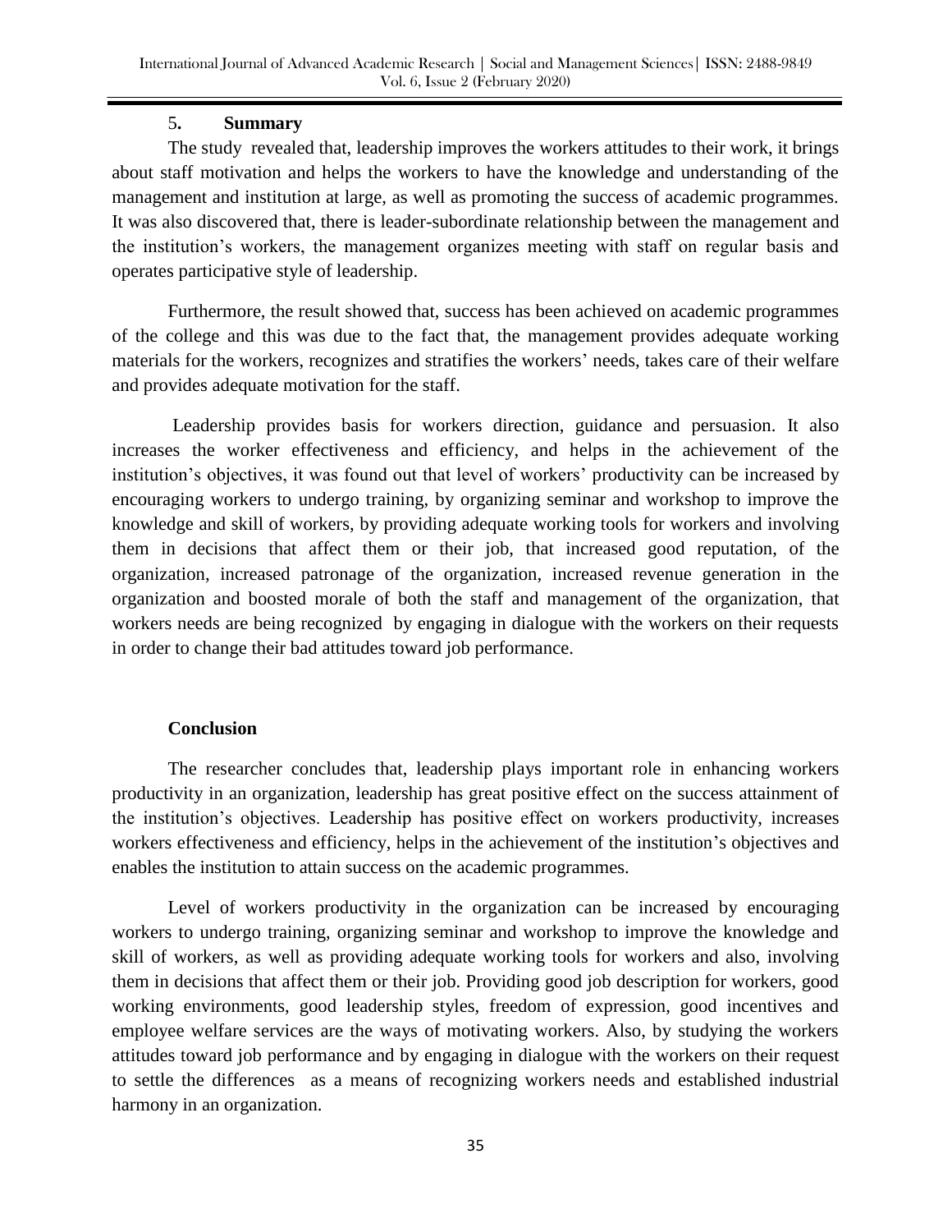## 5. Summary

The study revealed that, leadership improves the workers attitudes to their work, it brings about staff motivation and helps the workers to have the knowledge and understanding of the management and institution at large, as well as promoting the success of academic programmes. It was also discovered that, there is leader-subordinate relationship between the management and the institution's workers, the management organizes meeting with staff on regular basis and operates participative style of leadership.

Furthermore, the result showed that, success has been achieved on academic programmes of the college and this was due to the fact that, the management provides adequate working materials for the workers, recognizes and stratifies the workers' needs, takes care of their welfare and provides adequate motivation for the staff.

Leadership provides basis for workers direction, guidance and persuasion. It also increases the worker effectiveness and efficiency, and helps in the achievement of the institution's objectives, it was found out that level of workers' productivity can be increased by encouraging workers to undergo training, by organizing seminar and workshop to improve the knowledge and skill of workers, by providing adequate working tools for workers and involving them in decisions that affect them or their job, that increased good reputation, of the organization, increased patronage of the organization, increased revenue generation in the organization and boosted morale of both the staff and management of the organization, that workers needs are being recognized by engaging in dialogue with the workers on their requests in order to change their bad attitudes toward job performance.

## Conclusion

The researcher concludes that, leadership plays important role in enhancing workers productivity in an organization, leadership has great positive effect on the success attainment of the institution's objectives. Leadership has positive effect on workers productivity, increases workers effectiveness and efficiency, helps in the achievement of the institution's objectives and enables the institution to attain success on the academic programmes.

Level of workers productivity in the organization can be increased by encouraging workers to undergo training, organizing seminar and workshop to improve the knowledge and skill of workers, as well as providing adequate working tools for workers and also, involving them in decisions that affect them or their job. Providing good job description for workers, good working environments, good leadership styles, freedom of expression, good incentives and employee welfare services are the ways of motivating workers. Also, by studying the workers attitudes toward job performance and by engaging in dialogue with the workers on their request to settle the differences as a means of recognizing workers needs and established industrial harmony in an organization.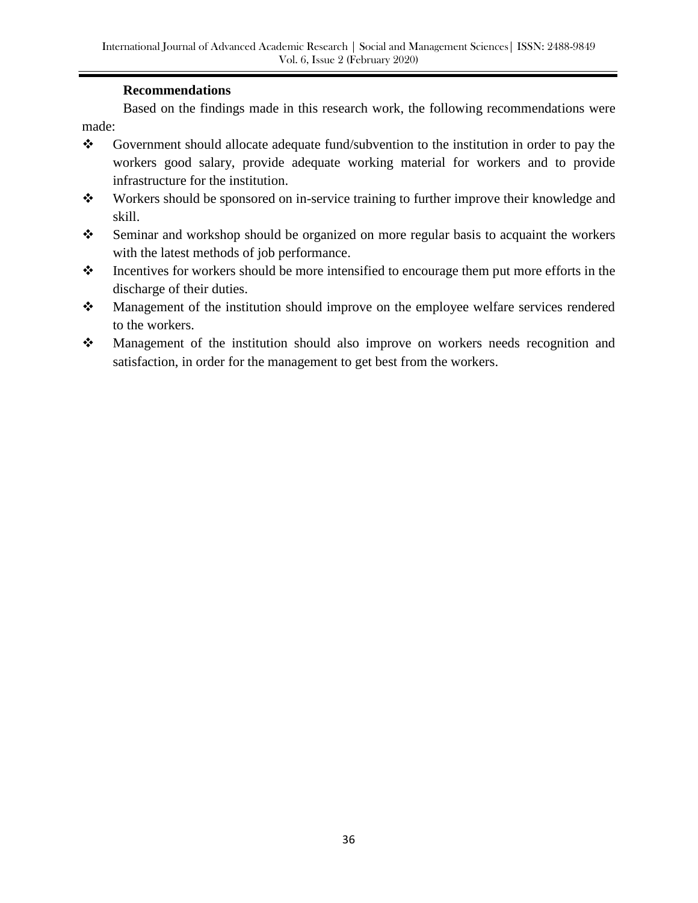**Recommendations**

Based on the findings made in this research work, the following recommendations were made:

- Government should allocate adequate fund/subvention to the institution in order to pay the workers good salary, provide adequate working material for workers and to provide infrastructure for the institution.
- Workers should be sponsored on in-service training to further improve their knowledge and skill.
- Seminar and workshop should be organized on more regular basis to acquaint the workers with the latest methods of job performance.
- Incentives for workers should be more intensified to encourage them put more efforts in the discharge of their duties.
- Management of the institution should improve on the employee welfare services rendered to the workers.
- Management of the institution should also improve on workers needs recognition and satisfaction, in order for the management to get best from the workers.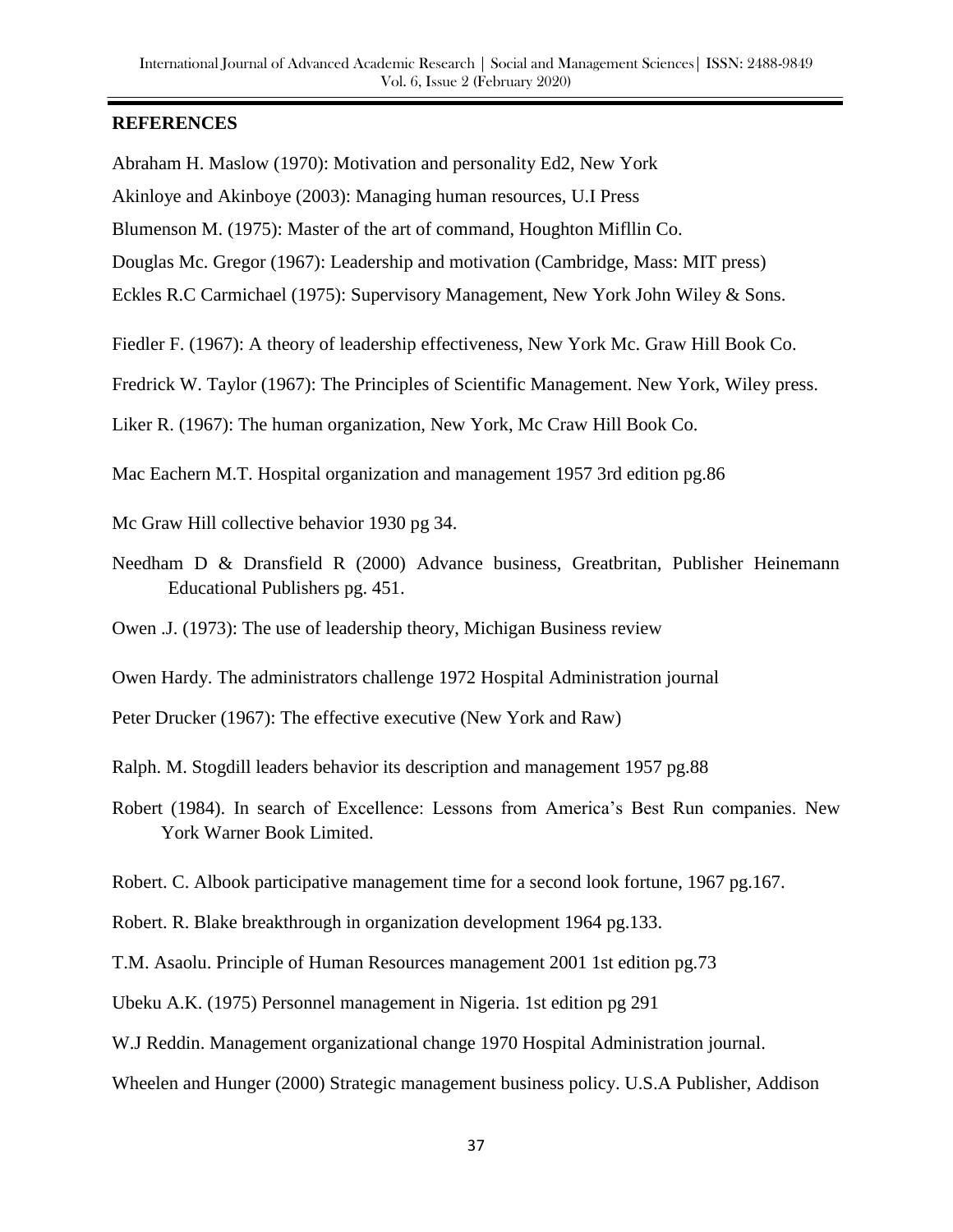## REFERENCES

Abraham H. Maslow (1970): Motivation and personality Ed2, New York

Akinloye and Akinboye (2003): Managing human resources, U.I Press

Blumenson M. (1975): Master of the art of command, Houghton Mifllin Co.

Douglas Mc. Gregor (1967): Leadership and motivation (Cambridge, Mass: MIT press)

Eckles R.C Carmichael (1975): Supervisory Management, New York John Wiley & Sons.

Fiedler F. (1967): A theory of leadership effectiveness, New York Mc. Graw Hill Book Co.

Fredrick W. Taylor (1967): The Principles of Scientific Management. New York, Wiley press.

Liker R. (1967): The human organization, New York, Mc Craw Hill Book Co.

Mac Eachern M.T. Hospital organization and management 1957 3rd edition pg.86

Mc Graw Hill collective behavior 1930 pg 34.

Needham D & Dransfield R (2000) Advance business, Greatbritan, Publisher Heinemann Educational Publishers pg. 451.

Owen .J. (1973): The use of leadership theory, Michigan Business review

Owen Hardy. The administrators challenge 1972 Hospital Administration journal

Peter Drucker (1967): The effective executive (New York and Raw)

Ralph. M. Stogdill leaders behavior its description and management 1957 pg.88

Robert (1984). In search of Excellence: Lessons from America's Best Run companies. New York Warner Book Limited.

Robert. C. Albook participative management time for a second look fortune, 1967 pg.167.

Robert. R. Blake breakthrough in organization development 1964 pg.133.

T.M. Asaolu. Principle of Human Resources management 2001 1st edition pg.73

Ubeku A.K. (1975) Personnel management in Nigeria. 1st edition pg 291

W.J Reddin. Management organizational change 1970 Hospital Administration journal.

Wheelen and Hunger (2000) Strategic management business policy. U.S.A Publisher, Addison